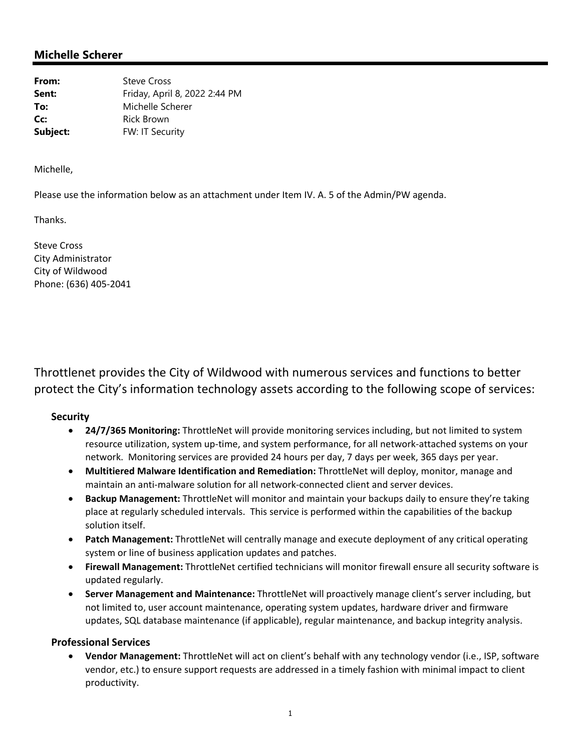## Michelle Scherer

**From:** Steve Cross
**Sent:** Friday, April 8, 2022 2:44 PM
**To:** Michelle Scherer
**Cc:** Rick Brown
**Subject:** FW: IT Security

Michelle,

Please use the information below as an attachment under Item IV. A. 5 of the Admin/PW agenda.

Thanks.

Steve Cross
City Administrator
City of Wildwood
Phone: (636) 405-2041

Throttlenet provides the City of Wildwood with numerous services and functions to better protect the City's information technology assets according to the following scope of services:

### Security

- **24/7/365 Monitoring:** ThrottleNet will provide monitoring services including, but not limited to system resource utilization, system up-time, and system performance, for all network-attached systems on your network. Monitoring services are provided 24 hours per day, 7 days per week, 365 days per year.
- **Multitiered Malware Identification and Remediation:** ThrottleNet will deploy, monitor, manage and maintain an anti-malware solution for all network-connected client and server devices.
- **Backup Management:** ThrottleNet will monitor and maintain your backups daily to ensure they're taking place at regularly scheduled intervals. This service is performed within the capabilities of the backup solution itself.
- **Patch Management:** ThrottleNet will centrally manage and execute deployment of any critical operating system or line of business application updates and patches.
- **Firewall Management:** ThrottleNet certified technicians will monitor firewall ensure all security software is updated regularly.
- **Server Management and Maintenance:** ThrottleNet will proactively manage client's server including, but not limited to, user account maintenance, operating system updates, hardware driver and firmware updates, SQL database maintenance (if applicable), regular maintenance, and backup integrity analysis.

### Professional Services

- **Vendor Management:** ThrottleNet will act on client's behalf with any technology vendor (i.e., ISP, software vendor, etc.) to ensure support requests are addressed in a timely fashion with minimal impact to client productivity.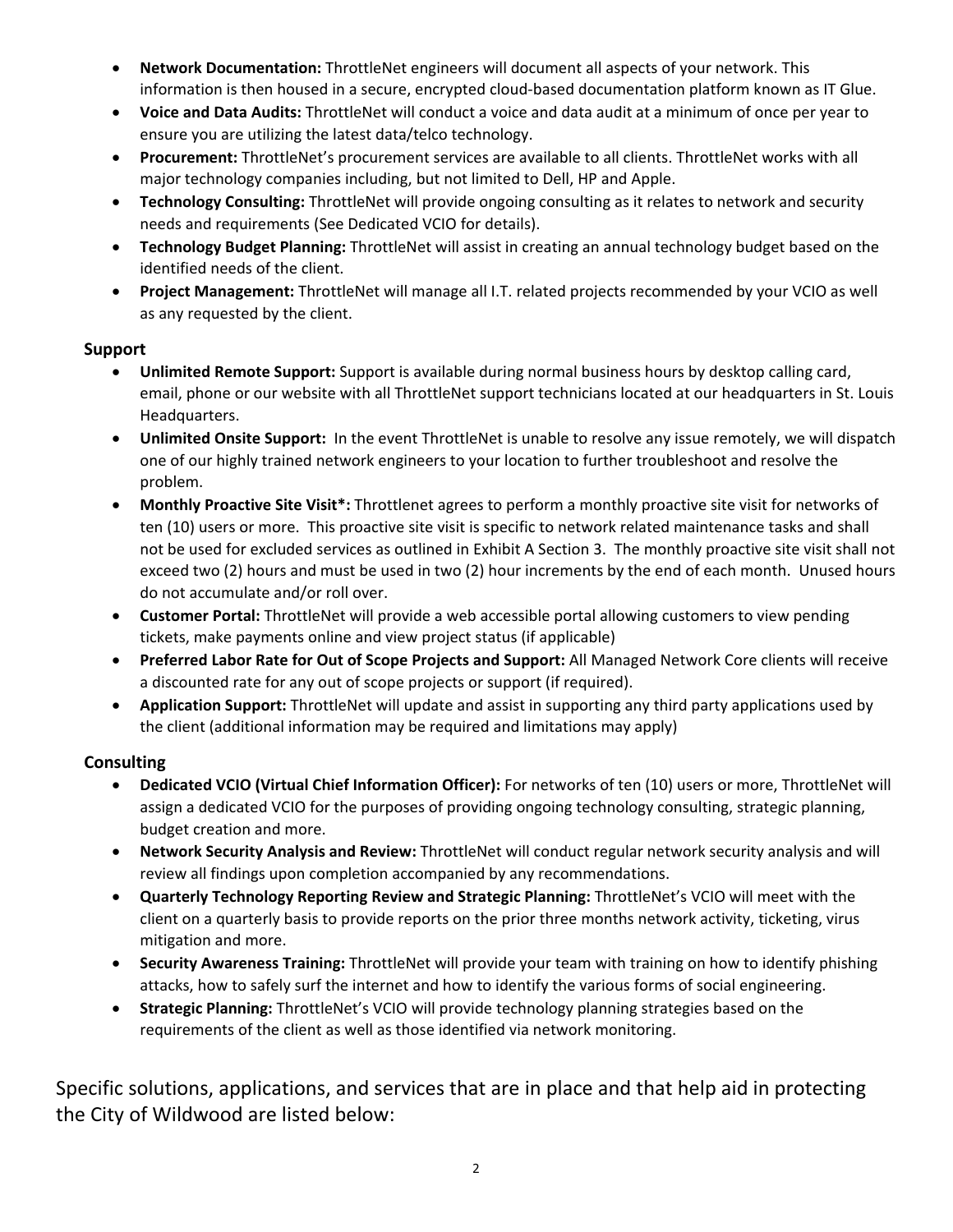- **Network Documentation:** ThrottleNet engineers will document all aspects of your network. This information is then housed in a secure, encrypted cloud-based documentation platform known as IT Glue.
- **Voice and Data Audits:** ThrottleNet will conduct a voice and data audit at a minimum of once per year to ensure you are utilizing the latest data/telco technology.
- **Procurement:** ThrottleNet's procurement services are available to all clients. ThrottleNet works with all major technology companies including, but not limited to Dell, HP and Apple.
- **Technology Consulting:** ThrottleNet will provide ongoing consulting as it relates to network and security needs and requirements (See Dedicated VCIO for details).
- **Technology Budget Planning:** ThrottleNet will assist in creating an annual technology budget based on the identified needs of the client.
- **Project Management:** ThrottleNet will manage all I.T. related projects recommended by your VCIO as well as any requested by the client.

### Support

- **Unlimited Remote Support:** Support is available during normal business hours by desktop calling card, email, phone or our website with all ThrottleNet support technicians located at our headquarters in St. Louis Headquarters.
- **Unlimited Onsite Support:** In the event ThrottleNet is unable to resolve any issue remotely, we will dispatch one of our highly trained network engineers to your location to further troubleshoot and resolve the problem.
- **Monthly Proactive Site Visit*:** Throttlenet agrees to perform a monthly proactive site visit for networks of ten (10) users or more. This proactive site visit is specific to network related maintenance tasks and shall not be used for excluded services as outlined in Exhibit A Section 3. The monthly proactive site visit shall not exceed two (2) hours and must be used in two (2) hour increments by the end of each month. Unused hours do not accumulate and/or roll over.
- **Customer Portal:** ThrottleNet will provide a web accessible portal allowing customers to view pending tickets, make payments online and view project status (if applicable)
- **Preferred Labor Rate for Out of Scope Projects and Support:** All Managed Network Core clients will receive a discounted rate for any out of scope projects or support (if required).
- **Application Support:** ThrottleNet will update and assist in supporting any third party applications used by the client (additional information may be required and limitations may apply)

### Consulting

- **Dedicated VCIO (Virtual Chief Information Officer):** For networks of ten (10) users or more, ThrottleNet will assign a dedicated VCIO for the purposes of providing ongoing technology consulting, strategic planning, budget creation and more.
- **Network Security Analysis and Review:** ThrottleNet will conduct regular network security analysis and will review all findings upon completion accompanied by any recommendations.
- **Quarterly Technology Reporting Review and Strategic Planning:** ThrottleNet's VCIO will meet with the client on a quarterly basis to provide reports on the prior three months network activity, ticketing, virus mitigation and more.
- **Security Awareness Training:** ThrottleNet will provide your team with training on how to identify phishing attacks, how to safely surf the internet and how to identify the various forms of social engineering.
- **Strategic Planning:** ThrottleNet's VCIO will provide technology planning strategies based on the requirements of the client as well as those identified via network monitoring.

Specific solutions, applications, and services that are in place and that help aid in protecting the City of Wildwood are listed below: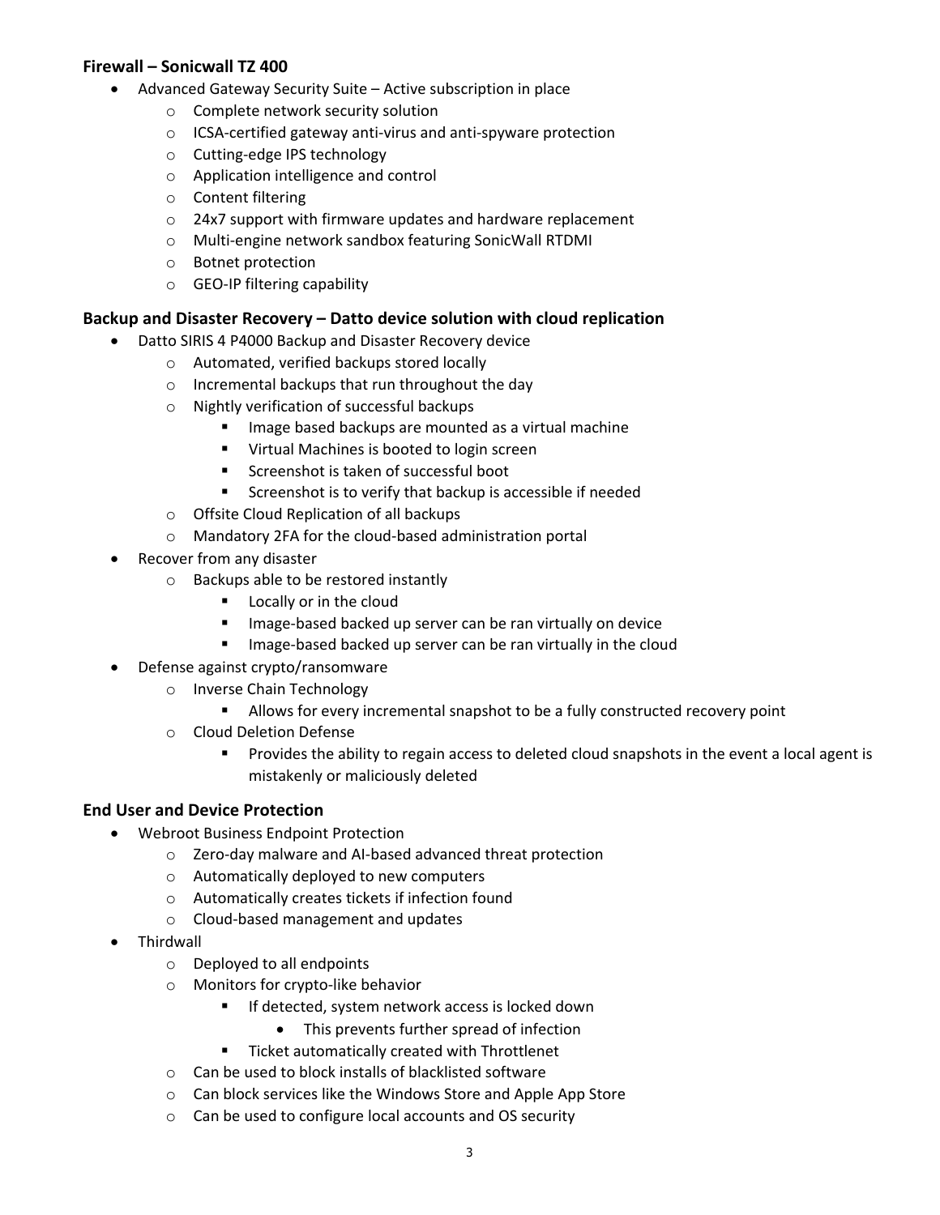### Firewall – Sonicwall TZ 400

- Advanced Gateway Security Suite – Active subscription in place
    - Complete network security solution
    - ICSA-certified gateway anti-virus and anti-spyware protection
    - Cutting-edge IPS technology
    - Application intelligence and control
    - Content filtering
    - 24x7 support with firmware updates and hardware replacement
    - Multi-engine network sandbox featuring SonicWall RTDMI
    - Botnet protection
    - GEO-IP filtering capability

### Backup and Disaster Recovery – Datto device solution with cloud replication

- Datto SIRIS 4 P4000 Backup and Disaster Recovery device
    - Automated, verified backups stored locally
    - Incremental backups that run throughout the day
    - Nightly verification of successful backups
        - Image based backups are mounted as a virtual machine
        - Virtual Machines is booted to login screen
        - Screenshot is taken of successful boot
        - Screenshot is to verify that backup is accessible if needed
    - Offsite Cloud Replication of all backups
    - Mandatory 2FA for the cloud-based administration portal
- Recover from any disaster
    - Backups able to be restored instantly
        - Locally or in the cloud
        - Image-based backed up server can be ran virtually on device
        - Image-based backed up server can be ran virtually in the cloud
- Defense against crypto/ransomware
    - Inverse Chain Technology
        - Allows for every incremental snapshot to be a fully constructed recovery point
    - Cloud Deletion Defense
        - Provides the ability to regain access to deleted cloud snapshots in the event a local agent is mistakenly or maliciously deleted

### End User and Device Protection

- Webroot Business Endpoint Protection
    - Zero-day malware and AI-based advanced threat protection
    - Automatically deployed to new computers
    - Automatically creates tickets if infection found
    - Cloud-based management and updates
- Thirdwall
    - Deployed to all endpoints
    - Monitors for crypto-like behavior
        - If detected, system network access is locked down
            - This prevents further spread of infection
        - Ticket automatically created with Throttlenet
    - Can be used to block installs of blacklisted software
    - Can block services like the Windows Store and Apple App Store
    - Can be used to configure local accounts and OS security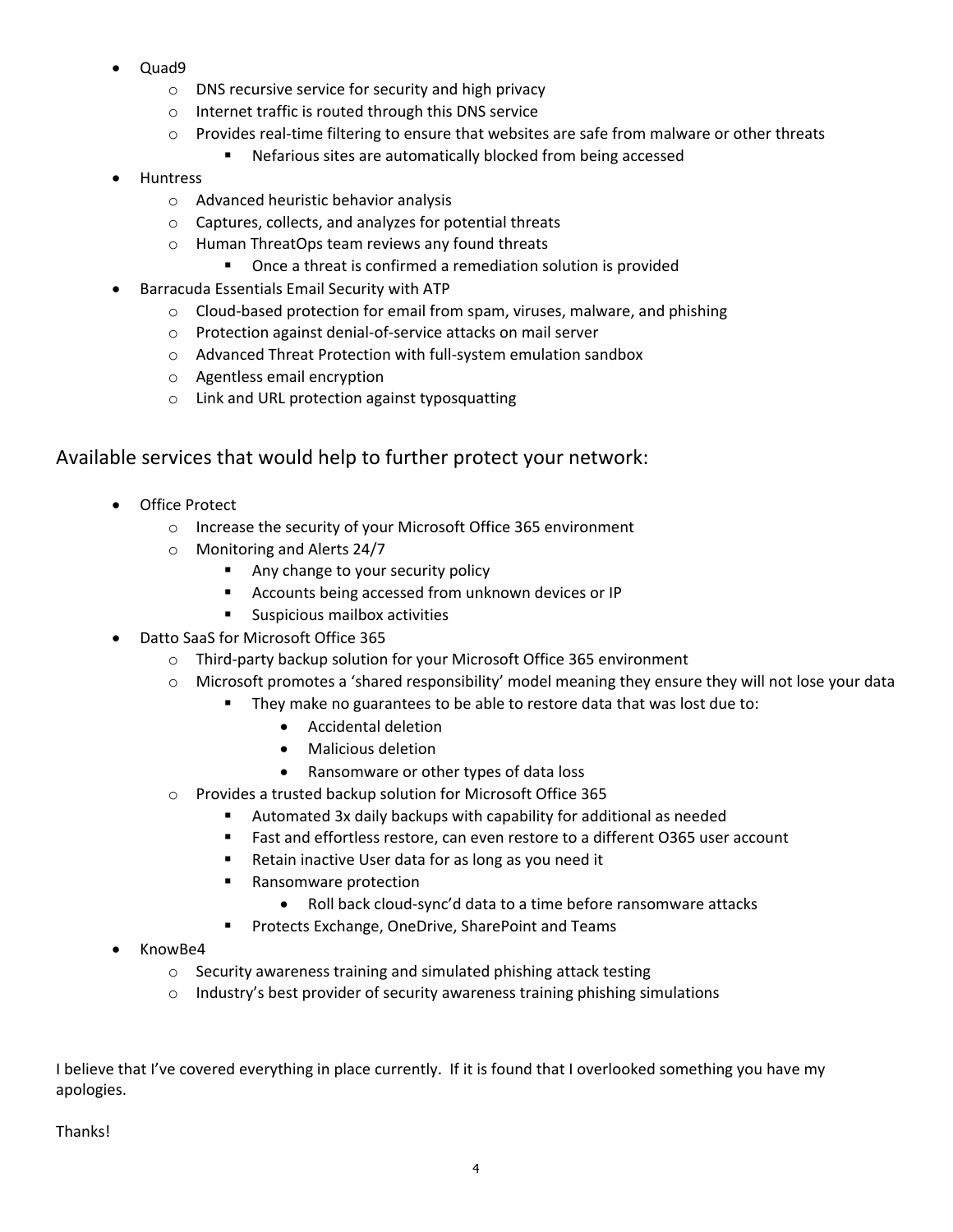- Quad9
    - DNS recursive service for security and high privacy
    - Internet traffic is routed through this DNS service
    - Provides real-time filtering to ensure that websites are safe from malware or other threats
        - Nefarious sites are automatically blocked from being accessed
- Huntress
    - Advanced heuristic behavior analysis
    - Captures, collects, and analyzes for potential threats
    - Human ThreatOps team reviews any found threats
        - Once a threat is confirmed a remediation solution is provided
- Barracuda Essentials Email Security with ATP
    - Cloud-based protection for email from spam, viruses, malware, and phishing
    - Protection against denial-of-service attacks on mail server
    - Advanced Threat Protection with full-system emulation sandbox
    - Agentless email encryption
    - Link and URL protection against typosquatting

## Available services that would help to further protect your network:

- Office Protect
    - Increase the security of your Microsoft Office 365 environment
    - Monitoring and Alerts 24/7
        - Any change to your security policy
        - Accounts being accessed from unknown devices or IP
        - Suspicious mailbox activities
- Datto SaaS for Microsoft Office 365
    - Third-party backup solution for your Microsoft Office 365 environment
    - Microsoft promotes a 'shared responsibility' model meaning they ensure they will not lose your data
        - They make no guarantees to be able to restore data that was lost due to:
            - Accidental deletion
            - Malicious deletion
            - Ransomware or other types of data loss
    - Provides a trusted backup solution for Microsoft Office 365
        - Automated 3x daily backups with capability for additional as needed
        - Fast and effortless restore, can even restore to a different O365 user account
        - Retain inactive User data for as long as you need it
        - Ransomware protection
            - Roll back cloud-sync'd data to a time before ransomware attacks
        - Protects Exchange, OneDrive, SharePoint and Teams
- KnowBe4
    - Security awareness training and simulated phishing attack testing
    - Industry's best provider of security awareness training phishing simulations

I believe that I've covered everything in place currently. If it is found that I overlooked something you have my apologies.

Thanks!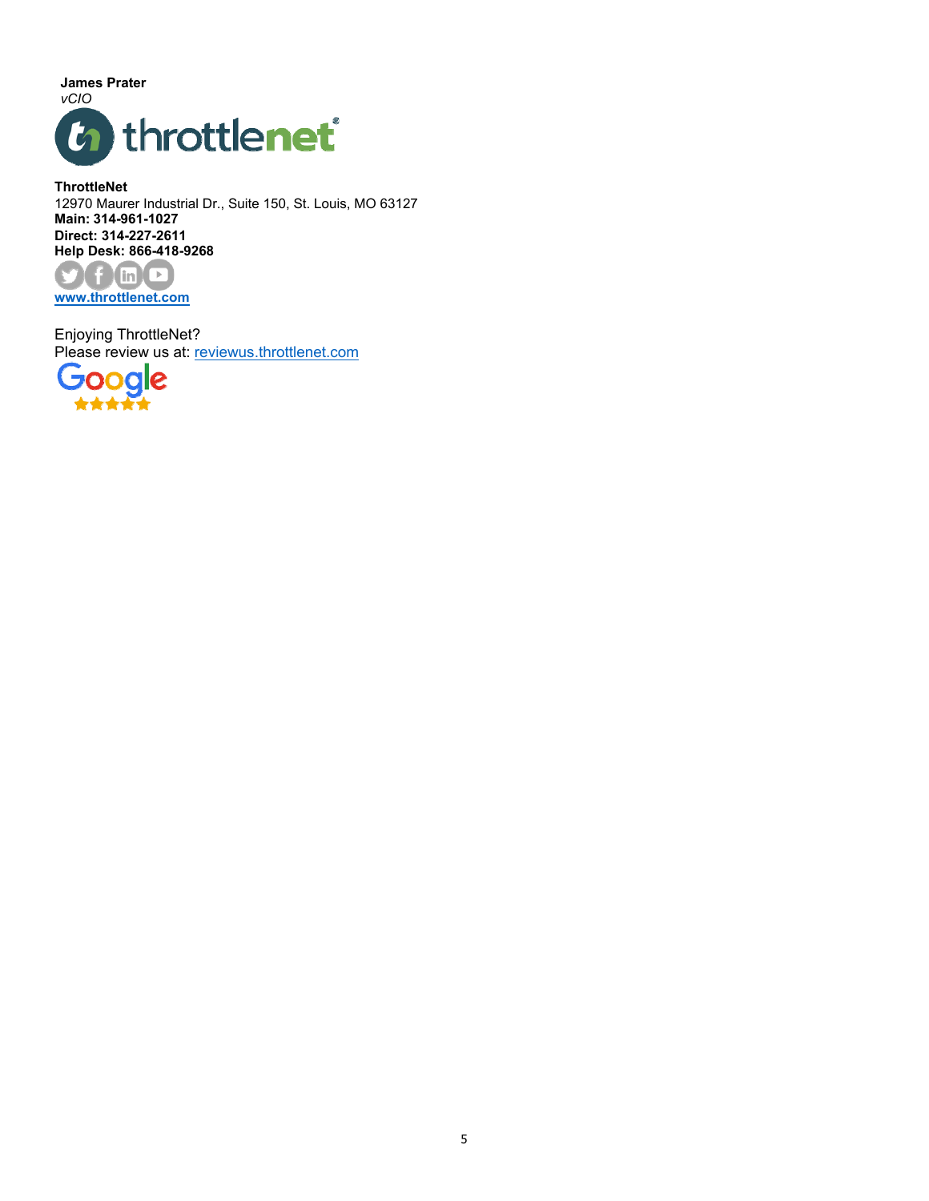**James Prater**
*vCIO*

**ThrottleNet**
12970 Maurer Industrial Dr., Suite 150, St. Louis, MO 63127
**Main: 314-961-1027**
**Direct: 314-227-2611**
**Help Desk: 866-418-9268**
**www.throttlenet.com**

Enjoying ThrottleNet?
Please review us at: reviewus.throttlenet.com